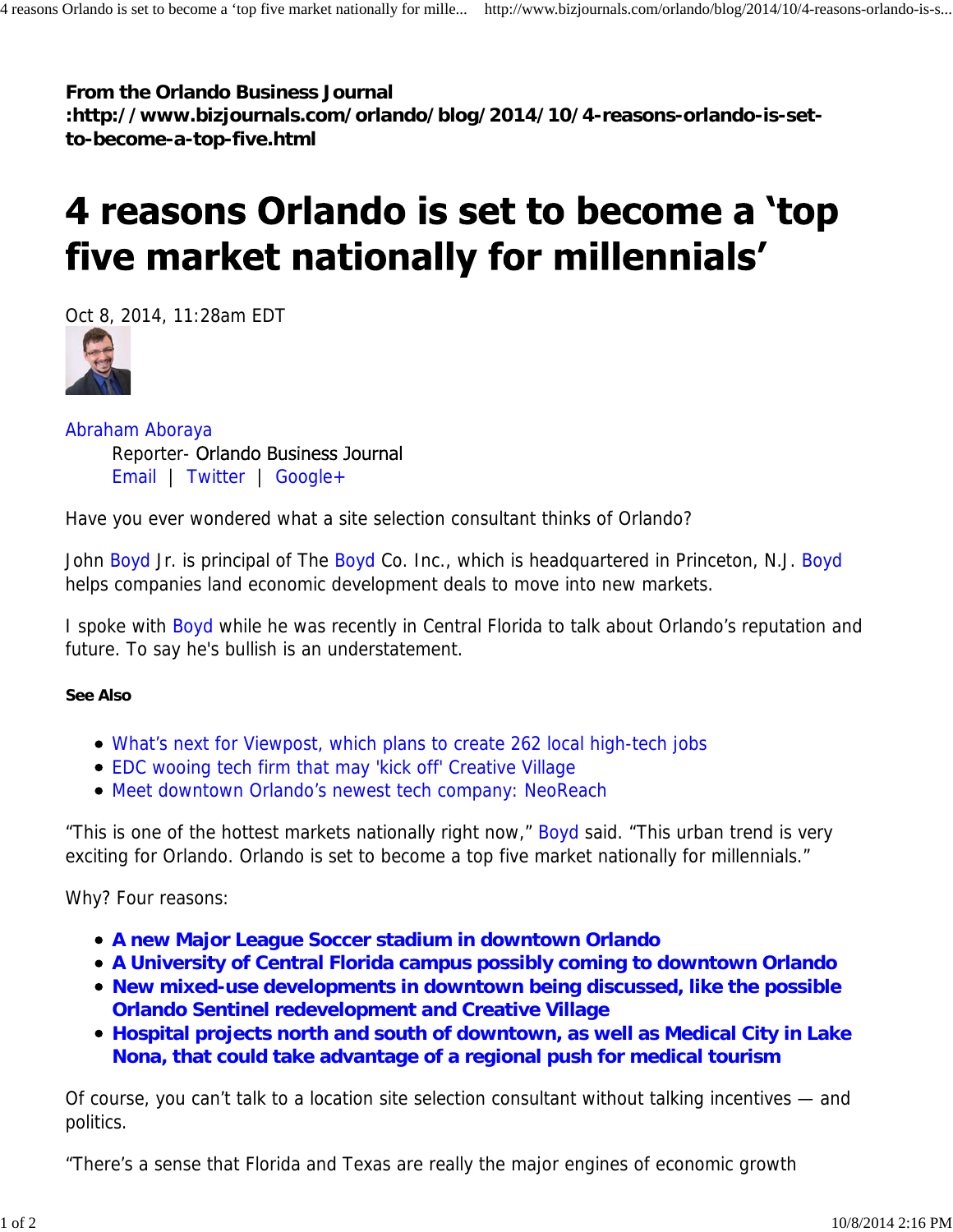**From the Orlando Business Journal :http://www.bizjournals.com/orlando/blog/2014/10/4-reasons-orlando-is-set-to-become-a-top-five.html**

# 4 reasons Orlando is set to become a 'top five market nationally for millennials'

Oct 8, 2014, 11:28am EDT

Abraham Aboraya
Reporter- Orlando Business Journal
Email | Twitter | Google+

Have you ever wondered what a site selection consultant thinks of Orlando?

John Boyd Jr. is principal of The Boyd Co. Inc., which is headquartered in Princeton, N.J. Boyd helps companies land economic development deals to move into new markets.

I spoke with Boyd while he was recently in Central Florida to talk about Orlando's reputation and future. To say he's bullish is an understatement.

**See Also**

- What's next for Viewpost, which plans to create 262 local high-tech jobs
- EDC wooing tech firm that may 'kick off' Creative Village
- Meet downtown Orlando's newest tech company: NeoReach

"This is one of the hottest markets nationally right now," Boyd said. "This urban trend is very exciting for Orlando. Orlando is set to become a top five market nationally for millennials."

Why? Four reasons:

- **A new Major League Soccer stadium in downtown Orlando**
- **A University of Central Florida campus possibly coming to downtown Orlando**
- **New mixed-use developments in downtown being discussed, like the possible Orlando Sentinel redevelopment and Creative Village**
- **Hospital projects north and south of downtown, as well as Medical City in Lake Nona, that could take advantage of a regional push for medical tourism**

Of course, you can't talk to a location site selection consultant without talking incentives — and politics.

"There's a sense that Florida and Texas are really the major engines of economic growth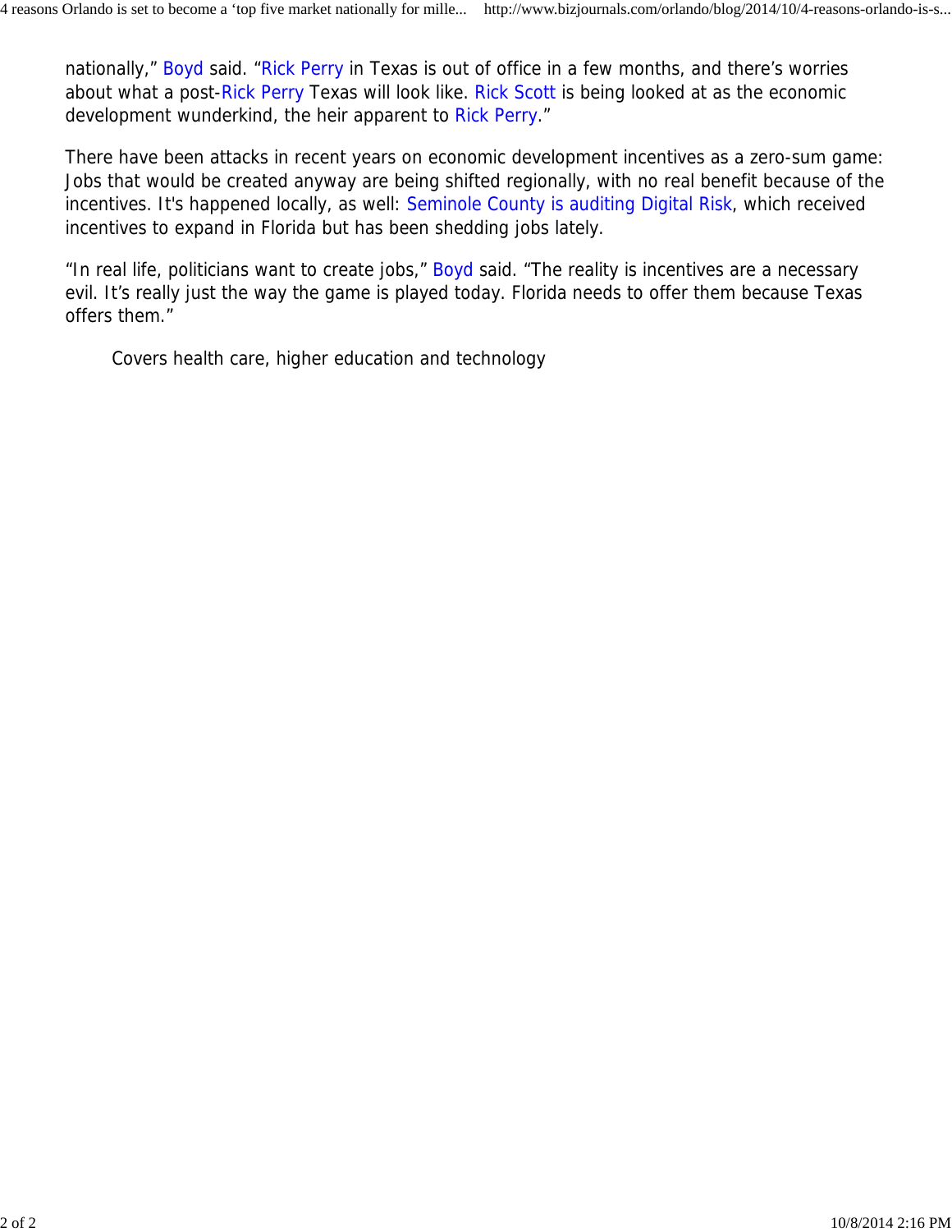nationally," Boyd said. "Rick Perry in Texas is out of office in a few months, and there's worries about what a post-Rick Perry Texas will look like. Rick Scott is being looked at as the economic development wunderkind, the heir apparent to Rick Perry."

There have been attacks in recent years on economic development incentives as a zero-sum game: Jobs that would be created anyway are being shifted regionally, with no real benefit because of the incentives. It's happened locally, as well: Seminole County is auditing Digital Risk, which received incentives to expand in Florida but has been shedding jobs lately.

"In real life, politicians want to create jobs," Boyd said. "The reality is incentives are a necessary evil. It's really just the way the game is played today. Florida needs to offer them because Texas offers them."

Covers health care, higher education and technology